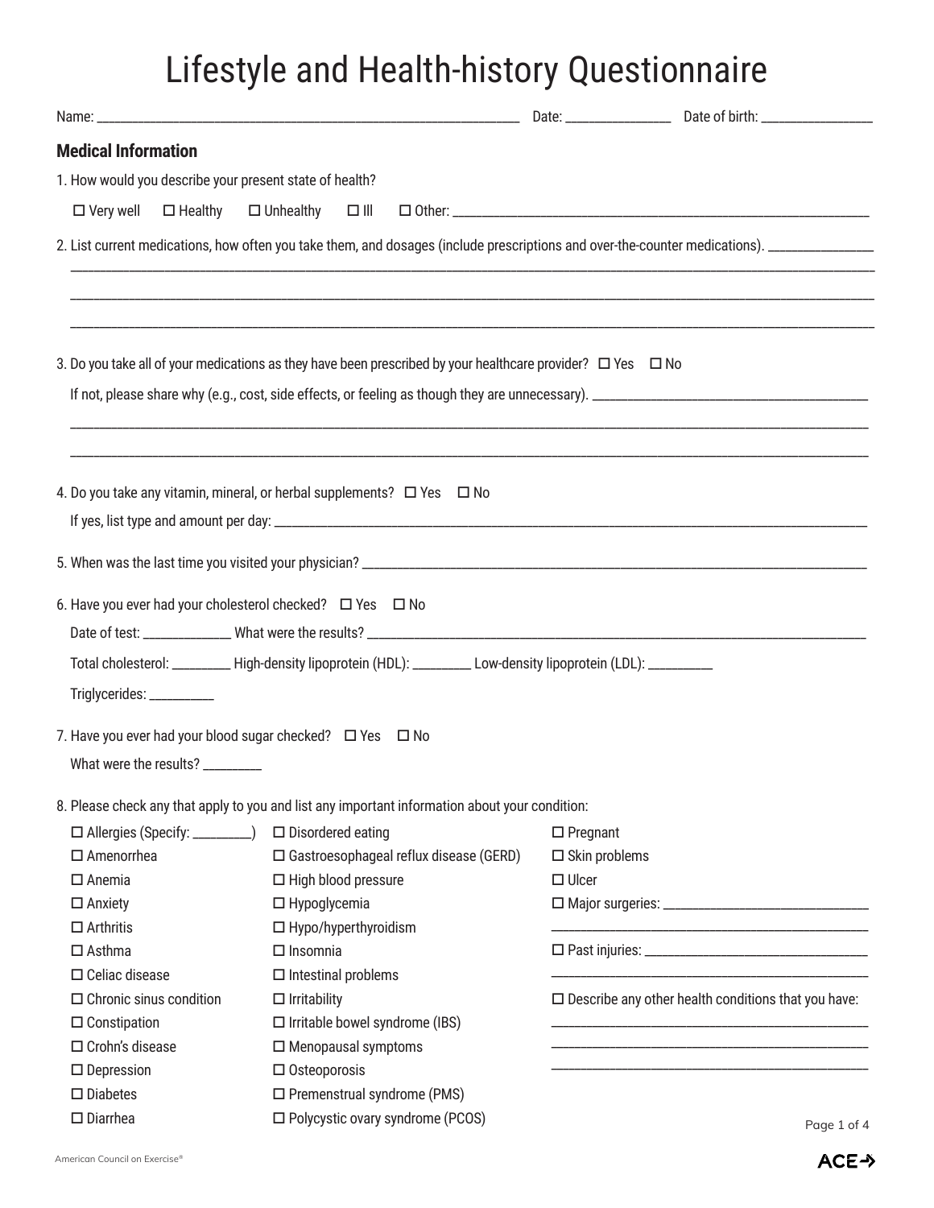# Lifestyle and Health-history Questionnaire

Name: ______________________________ Date: ____________ Date of birth: ____________

## Medical Information

1. How would you describe your present state of health?

   ☐ Very well ☐ Healthy ☐ Unhealthy ☐ Ill ☐ Other: ______________________________

2. List current medications, how often you take them, and dosages (include prescriptions and over-the-counter medications). ____________

   ______________________________________________________________

   ______________________________________________________________

   ______________________________________________________________

3. Do you take all of your medications as they have been prescribed by your healthcare provider? ☐ Yes ☐ No

   If not, please share why (e.g., cost, side effects, or feeling as though they are unnecessary). ______________________________

   ______________________________________________________________

   ______________________________________________________________

4. Do you take any vitamin, mineral, or herbal supplements? ☐ Yes ☐ No

   If yes, list type and amount per day: ______________________________

5. When was the last time you visited your physician? ______________________________

6. Have you ever had your cholesterol checked? ☐ Yes ☐ No

   Date of test: __________ What were the results? ______________________________

   Total cholesterol: ________ High-density lipoprotein (HDL): ________ Low-density lipoprotein (LDL): ________

   Triglycerides: ________

7. Have you ever had your blood sugar checked? ☐ Yes ☐ No

   What were the results? ________

8. Please check any that apply to you and list any important information about your condition:

   ☐ Allergies (Specify: ________)
   ☐ Amenorrhea
   ☐ Anemia
   ☐ Anxiety
   ☐ Arthritis
   ☐ Asthma
   ☐ Celiac disease
   ☐ Chronic sinus condition
   ☐ Constipation
   ☐ Crohn's disease
   ☐ Depression
   ☐ Diabetes
   ☐ Diarrhea
   ☐ Disordered eating
   ☐ Gastroesophageal reflux disease (GERD)
   ☐ High blood pressure
   ☐ Hypoglycemia
   ☐ Hypo/hyperthyroidism
   ☐ Insomnia
   ☐ Intestinal problems
   ☐ Irritability
   ☐ Irritable bowel syndrome (IBS)
   ☐ Menopausal symptoms
   ☐ Osteoporosis
   ☐ Premenstrual syndrome (PMS)
   ☐ Polycystic ovary syndrome (PCOS)
   ☐ Pregnant
   ☐ Skin problems
   ☐ Ulcer
   ☐ Major surgeries: ______________________________

   ______________________________

   ☐ Past injuries: ______________________________

   ______________________________

   ☐ Describe any other health conditions that you have:

   ______________________________

   ______________________________

   ______________________________

American Council on Exercise®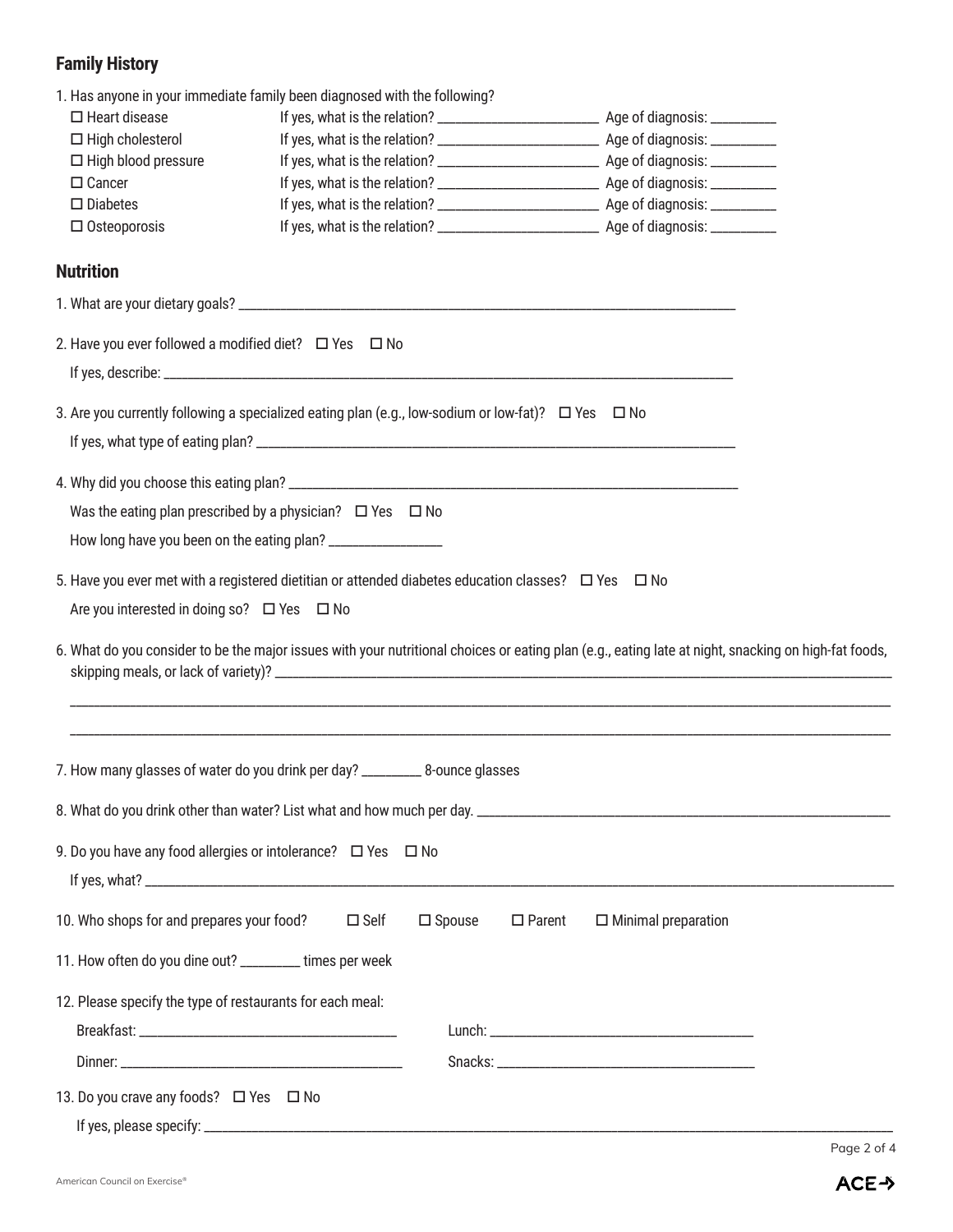## Family History

1. Has anyone in your immediate family been diagnosed with the following?

| | | |
|---|---|---|
| ☐ Heart disease | If yes, what is the relation? ____________________ | Age of diagnosis: _________ |
| ☐ High cholesterol | If yes, what is the relation? ____________________ | Age of diagnosis: _________ |
| ☐ High blood pressure | If yes, what is the relation? ____________________ | Age of diagnosis: _________ |
| ☐ Cancer | If yes, what is the relation? ____________________ | Age of diagnosis: _________ |
| ☐ Diabetes | If yes, what is the relation? ____________________ | Age of diagnosis: _________ |
| ☐ Osteoporosis | If yes, what is the relation? ____________________ | Age of diagnosis: _________ |

## Nutrition

1. What are your dietary goals? ______________________________________________________________

2. Have you ever followed a modified diet? ☐ Yes ☐ No

   If yes, describe: ______________________________________________________________

3. Are you currently following a specialized eating plan (e.g., low-sodium or low-fat)? ☐ Yes ☐ No

   If yes, what type of eating plan? ______________________________________________________________

4. Why did you choose this eating plan? ______________________________________________________________

   Was the eating plan prescribed by a physician? ☐ Yes ☐ No

   How long have you been on the eating plan? ________________

5. Have you ever met with a registered dietitian or attended diabetes education classes? ☐ Yes ☐ No

   Are you interested in doing so? ☐ Yes ☐ No

6. What do you consider to be the major issues with your nutritional choices or eating plan (e.g., eating late at night, snacking on high-fat foods, skipping meals, or lack of variety)? ______________________________________________________________

   ______________________________________________________________

   ______________________________________________________________

7. How many glasses of water do you drink per day? _________ 8-ounce glasses

8. What do you drink other than water? List what and how much per day. ______________________________________________________________

9. Do you have any food allergies or intolerance? ☐ Yes ☐ No

   If yes, what? ______________________________________________________________

10. Who shops for and prepares your food? ☐ Self ☐ Spouse ☐ Parent ☐ Minimal preparation

11. How often do you dine out? _________ times per week

12. Please specify the type of restaurants for each meal:

    Breakfast: ____________________________________ Lunch: ____________________________________

    Dinner: ____________________________________ Snacks: ____________________________________

13. Do you crave any foods? ☐ Yes ☐ No

    If yes, please specify: ______________________________________________________________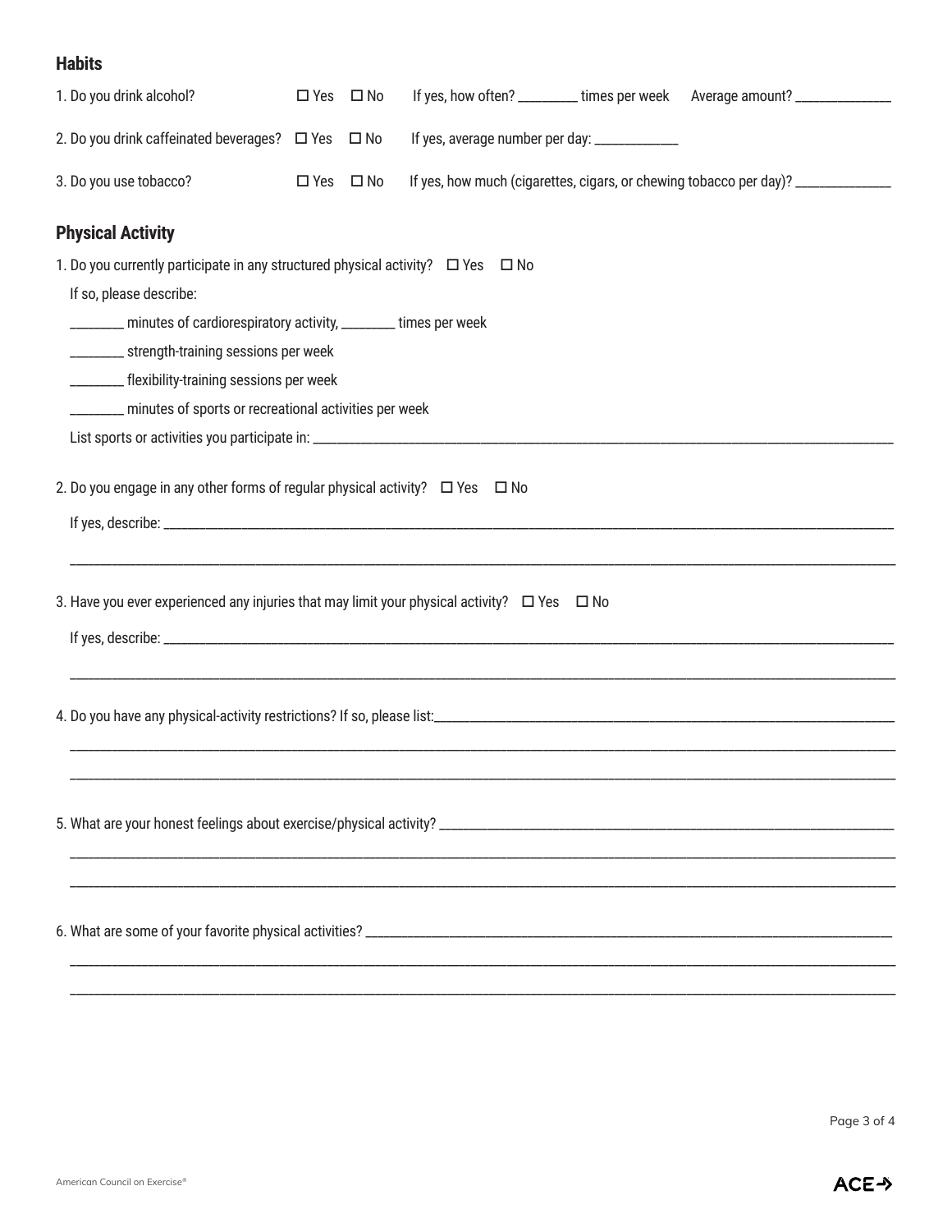## Habits

1. Do you drink alcohol? ☐ Yes ☐ No If yes, how often? _________ times per week Average amount? ______________

2. Do you drink caffeinated beverages? ☐ Yes ☐ No If yes, average number per day: ____________

3. Do you use tobacco? ☐ Yes ☐ No If yes, how much (cigarettes, cigars, or chewing tobacco per day)? ______________

## Physical Activity

1. Do you currently participate in any structured physical activity? ☐ Yes ☐ No

   If so, please describe:

   ________ minutes of cardiorespiratory activity, ________ times per week

   ________ strength-training sessions per week

   ________ flexibility-training sessions per week

   ________ minutes of sports or recreational activities per week

   List sports or activities you participate in: ______________________________________________________________

2. Do you engage in any other forms of regular physical activity? ☐ Yes ☐ No

   If yes, describe: ______________________________________________________________

   ______________________________________________________________

3. Have you ever experienced any injuries that may limit your physical activity? ☐ Yes ☐ No

   If yes, describe: ______________________________________________________________

   ______________________________________________________________

4. Do you have any physical-activity restrictions? If so, please list:______________________________________________________________

   ______________________________________________________________

   ______________________________________________________________

5. What are your honest feelings about exercise/physical activity? ______________________________________________________________

   ______________________________________________________________

   ______________________________________________________________

6. What are some of your favorite physical activities? ______________________________________________________________

   ______________________________________________________________

   ______________________________________________________________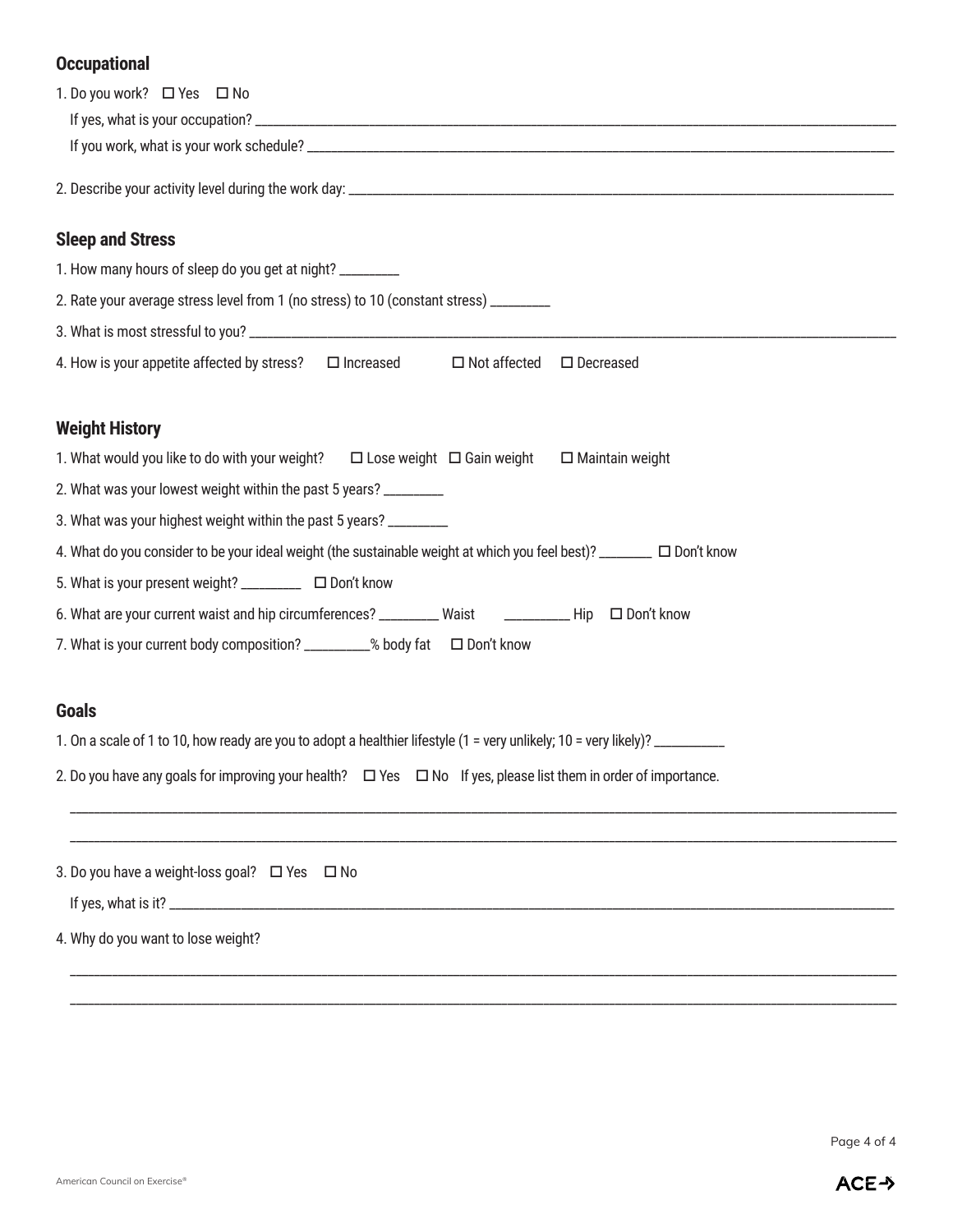## Occupational

1. Do you work? ☐ Yes ☐ No

   If yes, what is your occupation? ____________________

   If you work, what is your work schedule? ____________________

2. Describe your activity level during the work day: ____________________

## Sleep and Stress

1. How many hours of sleep do you get at night? ________
2. Rate your average stress level from 1 (no stress) to 10 (constant stress) ________
3. What is most stressful to you? ____________________
4. How is your appetite affected by stress? ☐ Increased ☐ Not affected ☐ Decreased

## Weight History

1. What would you like to do with your weight? ☐ Lose weight ☐ Gain weight ☐ Maintain weight
2. What was your lowest weight within the past 5 years? ________
3. What was your highest weight within the past 5 years? ________
4. What do you consider to be your ideal weight (the sustainable weight at which you feel best)? ________ ☐ Don't know
5. What is your present weight? ________ ☐ Don't know
6. What are your current waist and hip circumferences? ________ Waist ________ Hip ☐ Don't know
7. What is your current body composition? ________% body fat ☐ Don't know

## Goals

1. On a scale of 1 to 10, how ready are you to adopt a healthier lifestyle (1 = very unlikely; 10 = very likely)? ________
2. Do you have any goals for improving your health? ☐ Yes ☐ No If yes, please list them in order of importance.

   ____________________

   ____________________

3. Do you have a weight-loss goal? ☐ Yes ☐ No

   If yes, what is it? ____________________

4. Why do you want to lose weight?

   ____________________

   ____________________

American Council on Exercise®

ACE